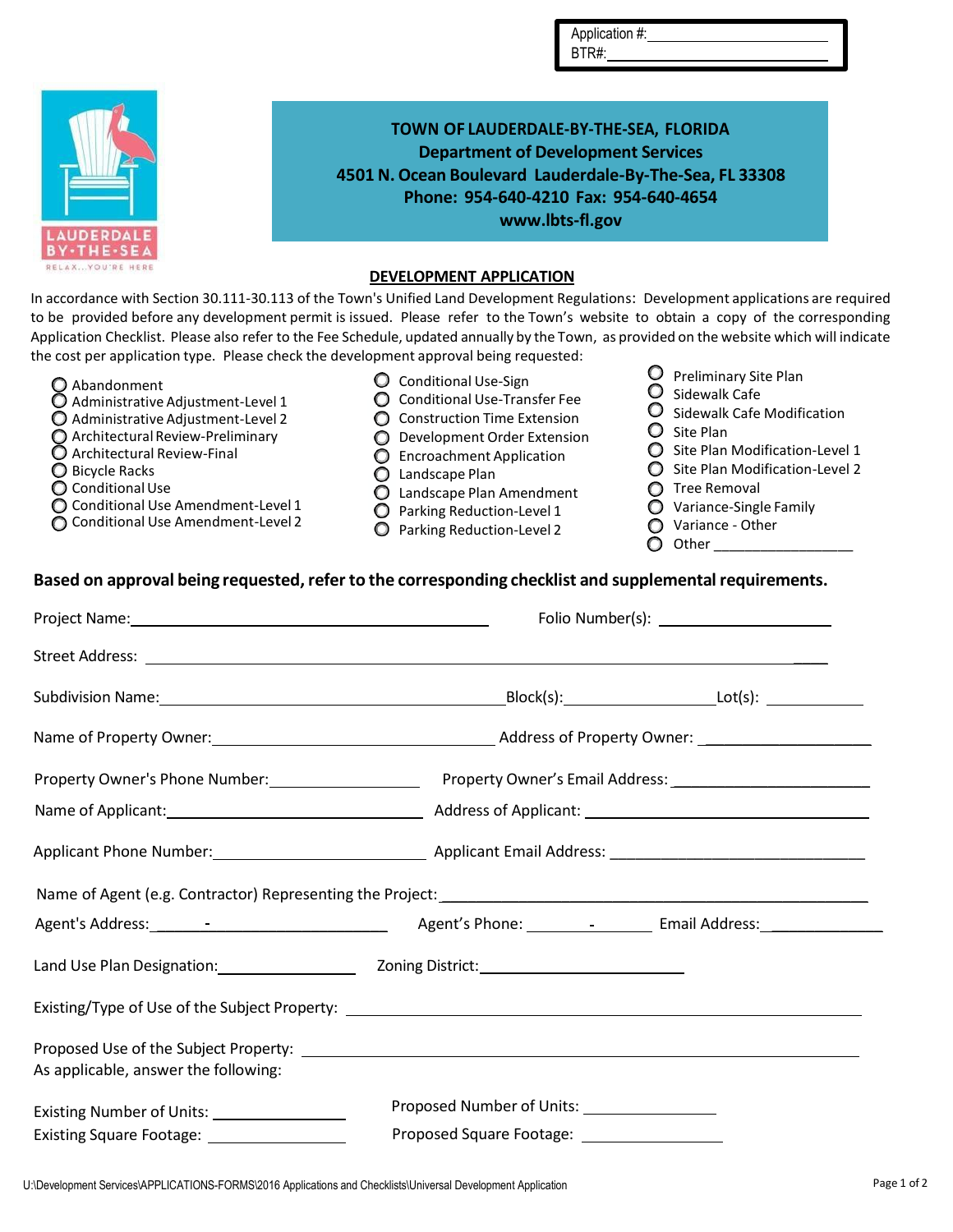Application #:\_\_\_\_\_\_\_\_\_\_\_\_\_\_\_\_\_\_\_\_
BTR#:\_\_\_\_\_\_\_\_\_\_\_\_\_\_\_\_\_\_\_\_\_\_\_\_

**TOWN OF LAUDERDALE-BY-THE-SEA, FLORIDA**
**Department of Development Services**
**4501 N. Ocean Boulevard Lauderdale-By-The-Sea, FL 33308**
**Phone: 954-640-4210 Fax: 954-640-4654**
**www.lbts-fl.gov**

## DEVELOPMENT APPLICATION

In accordance with Section 30.111-30.113 of the Town's Unified Land Development Regulations: Development applications are required to be provided before any development permit is issued. Please refer to the Town's website to obtain a copy of the corresponding Application Checklist. Please also refer to the Fee Schedule, updated annually by the Town, as provided on the website which will indicate the cost per application type. Please check the development approval being requested:

- ○ Abandonment
- ○ Administrative Adjustment-Level 1
- ○ Administrative Adjustment-Level 2
- ○ Architectural Review-Preliminary
- ○ Architectural Review-Final
- ○ Bicycle Racks
- ○ Conditional Use
- ○ Conditional Use Amendment-Level 1
- ○ Conditional Use Amendment-Level 2
- ○ Conditional Use-Sign
- ○ Conditional Use-Transfer Fee
- ○ Construction Time Extension
- ○ Development Order Extension
- ○ Encroachment Application
- ○ Landscape Plan
- ○ Landscape Plan Amendment
- ○ Parking Reduction-Level 1
- ○ Parking Reduction-Level 2
- ○ Preliminary Site Plan
- ○ Sidewalk Cafe
- ○ Sidewalk Cafe Modification
- ○ Site Plan
- ○ Site Plan Modification-Level 1
- ○ Site Plan Modification-Level 2
- ○ Tree Removal
- ○ Variance-Single Family
- ○ Variance - Other
- ○ Other \_\_\_\_\_\_\_\_\_\_\_\_\_\_\_\_\_\_

**Based on approval being requested, refer to the corresponding checklist and supplemental requirements.**

Project Name:\_\_\_\_\_\_\_\_\_\_\_\_\_\_\_\_\_\_\_\_\_\_\_\_\_\_\_\_\_\_\_\_\_\_\_\_ Folio Number(s): \_\_\_\_\_\_\_\_\_\_\_\_\_\_\_\_\_\_\_\_

Street Address: \_\_\_\_\_\_\_\_\_\_\_\_\_\_\_\_\_\_\_\_\_\_\_\_\_\_\_\_\_\_\_\_\_\_\_\_\_\_\_\_\_\_\_\_\_\_\_\_\_\_\_\_\_\_\_\_\_\_\_\_\_\_\_\_\_\_\_\_\_\_\_\_

Subdivision Name:\_\_\_\_\_\_\_\_\_\_\_\_\_\_\_\_\_\_\_\_\_\_\_\_\_\_\_\_\_\_\_\_\_\_\_\_Block(s):\_\_\_\_\_\_\_\_\_\_\_\_\_\_\_\_Lot(s): \_\_\_\_\_\_\_\_\_\_\_\_

Name of Property Owner:\_\_\_\_\_\_\_\_\_\_\_\_\_\_\_\_\_\_\_\_\_\_\_\_\_\_\_\_\_\_ Address of Property Owner: \_\_\_\_\_\_\_\_\_\_\_\_\_\_\_\_\_\_\_\_

Property Owner's Phone Number:\_\_\_\_\_\_\_\_\_\_\_\_\_\_\_\_\_ Property Owner's Email Address: \_\_\_\_\_\_\_\_\_\_\_\_\_\_\_\_\_\_\_\_\_\_

Name of Applicant:\_\_\_\_\_\_\_\_\_\_\_\_\_\_\_\_\_\_\_\_\_\_\_\_\_\_\_\_ Address of Applicant: \_\_\_\_\_\_\_\_\_\_\_\_\_\_\_\_\_\_\_\_\_\_\_\_\_\_\_\_\_\_\_\_

Applicant Phone Number:\_\_\_\_\_\_\_\_\_\_\_\_\_\_\_\_\_\_\_\_\_\_\_ Applicant Email Address: \_\_\_\_\_\_\_\_\_\_\_\_\_\_\_\_\_\_\_\_\_\_\_\_\_\_\_\_\_\_

Name of Agent (e.g. Contractor) Representing the Project:\_\_\_\_\_\_\_\_\_\_\_\_\_\_\_\_\_\_\_\_\_\_\_\_\_\_\_\_\_\_\_\_\_\_\_\_\_\_\_\_\_\_\_\_\_\_\_\_

Agent's Address:\_\_\_\_\_\_\_-\_\_\_\_\_\_\_\_\_\_\_\_\_\_\_\_\_\_\_\_ Agent's Phone: \_\_\_\_\_\_\_-\_\_\_\_\_\_\_ Email Address:\_\_\_\_\_\_\_\_\_\_\_\_\_\_

Land Use Plan Designation:\_\_\_\_\_\_\_\_\_\_\_\_\_\_\_\_\_\_ Zoning District:\_\_\_\_\_\_\_\_\_\_\_\_\_\_\_\_\_\_\_\_\_\_\_\_\_\_

Existing/Type of Use of the Subject Property: \_\_\_\_\_\_\_\_\_\_\_\_\_\_\_\_\_\_\_\_\_\_\_\_\_\_\_\_\_\_\_\_\_\_\_\_\_\_\_\_\_\_\_\_\_\_\_\_\_\_\_\_\_\_

Proposed Use of the Subject Property: \_\_\_\_\_\_\_\_\_\_\_\_\_\_\_\_\_\_\_\_\_\_\_\_\_\_\_\_\_\_\_\_\_\_\_\_\_\_\_\_\_\_\_\_\_\_\_\_\_\_\_\_\_\_\_\_\_\_\_
As applicable, answer the following:

Existing Number of Units: \_\_\_\_\_\_\_\_\_\_\_\_\_\_\_ Proposed Number of Units: \_\_\_\_\_\_\_\_\_\_\_\_\_\_\_
Existing Square Footage: \_\_\_\_\_\_\_\_\_\_\_\_\_\_\_ Proposed Square Footage: \_\_\_\_\_\_\_\_\_\_\_\_\_\_\_

U:\Development Services\APPLICATIONS-FORMS\2016 Applications and Checklists\Universal Development Application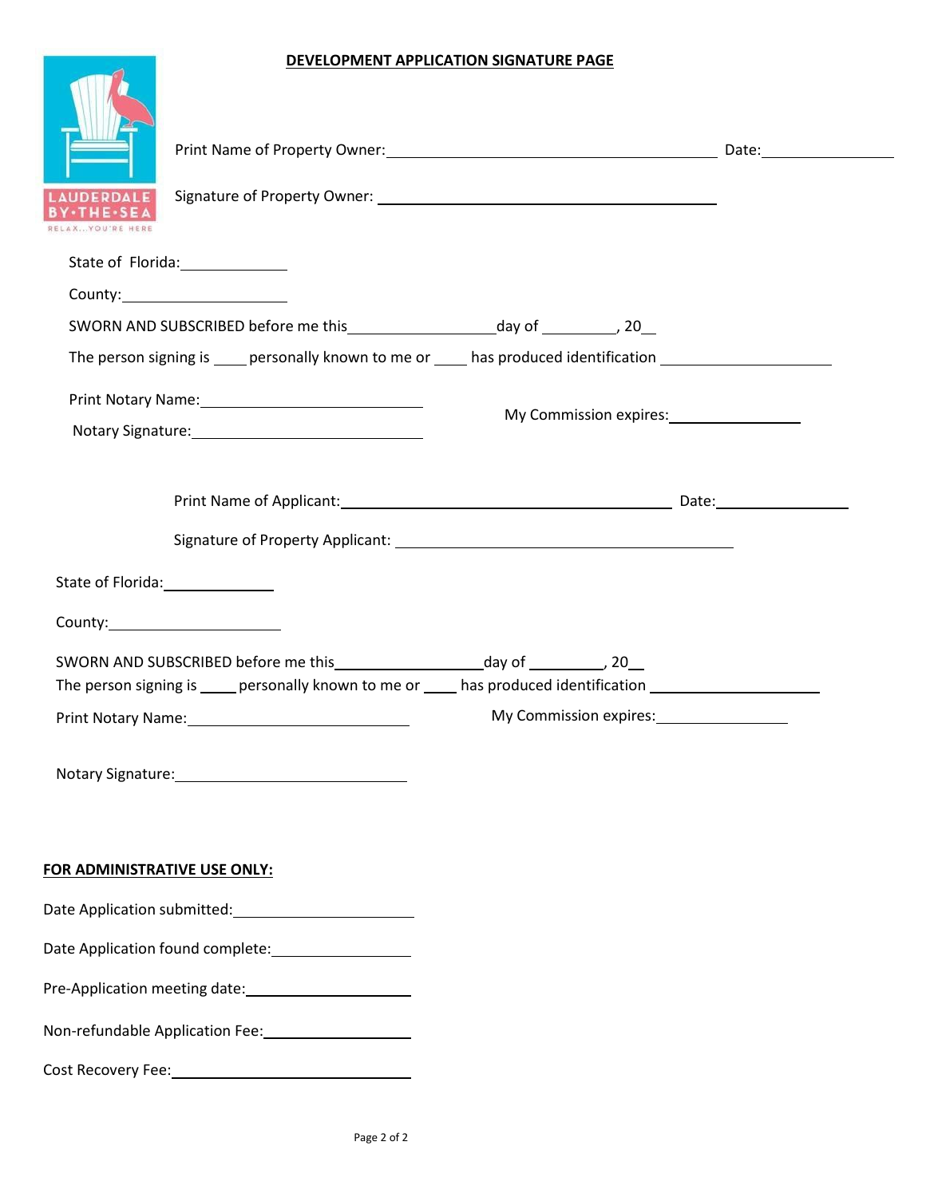# DEVELOPMENT APPLICATION SIGNATURE PAGE

LAUDERDALE BY·THE·SEA
RELAX...YOU'RE HERE

Print Name of Property Owner: ______________________________ Date: ______________

Signature of Property Owner: ______________________________

State of Florida: ____________

County: ________________

SWORN AND SUBSCRIBED before me this ______________ day of ________, 20__

The person signing is ____ personally known to me or ____ has produced identification ________________

Print Notary Name: ______________________ My Commission expires: ______________

Notary Signature: ______________________

Print Name of Applicant: ______________________________ Date: ______________

Signature of Property Applicant: ______________________________

State of Florida: ____________

County: ________________

SWORN AND SUBSCRIBED before me this ______________ day of ________, 20__

The person signing is ____ personally known to me or ____ has produced identification ________________

Print Notary Name: ______________________ My Commission expires: ______________

Notary Signature: ______________________

**FOR ADMINISTRATIVE USE ONLY:**

Date Application submitted: ________________

Date Application found complete: ________________

Pre-Application meeting date: ________________

Non-refundable Application Fee: ________________

Cost Recovery Fee: ________________